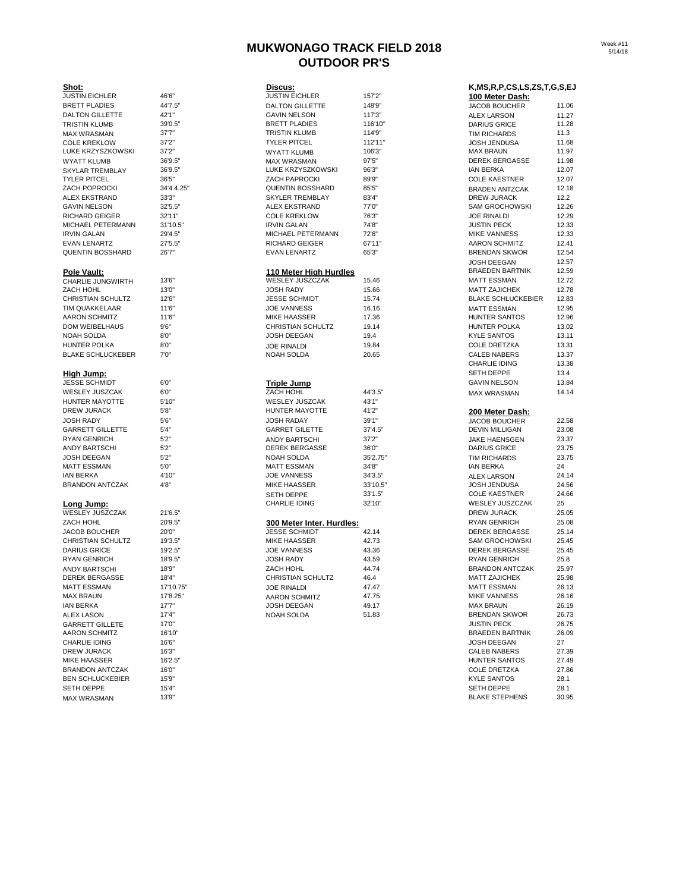# MUKWONAGO TRACK FIELD 2018
## OUTDOOR PR'S

Week #11
5/14/18

### Shot:

| | |
|---|---|
| JUSTIN EICHLER | 46'6" |
| BRETT PLADIES | 44'7.5" |
| DALTON GILLETTE | 42'1" |
| TRISTIN KLUMB | 39'0.5" |
| MAX WRASMAN | 37'7" |
| COLE KREKLOW | 37'2" |
| LUKE KRZYSZKOWSKI | 37'2" |
| WYATT KLUMB | 36'9.5" |
| SKYLAR TREMBLAY | 36'9.5" |
| TYLER PITCEL | 36'5" |
| ZACH POPROCKI | 34'4.4.25" |
| ALEX EKSTRAND | 33'3" |
| GAVIN NELSON | 32'5.5" |
| RICHARD GEIGER | 32'11" |
| MICHAEL PETERMANN | 31'10.5" |
| IRVIN GALAN | 29'4.5" |
| EVAN LENARTZ | 27'5.5" |
| QUENTIN BOSSHARD | 26'7" |

### Pole Vault:

| | |
|---|---|
| CHARLIE JUNGWIRTH | 13'6" |
| ZACH HOHL | 13'0" |
| CHRISTIAN SCHULTZ | 12'6" |
| TIM QUAKKELAAR | 11'6" |
| AARON SCHMITZ | 11'6" |
| DOM WEIBELHAUS | 9'6" |
| NOAH SOLDA | 8'0" |
| HUNTER POLKA | 8'0" |
| BLAKE SCHLUCKEBER | 7'0" |

### High Jump:

| | |
|---|---|
| JESSE SCHMIDT | 6'0" |
| WESLEY JUSZCAK | 6'0" |
| HUNTER MAYOTTE | 5'10" |
| DREW JURACK | 5'8" |
| JOSH RADY | 5'6" |
| GARRETT GILLETTE | 5'4" |
| RYAN GENRICH | 5'2" |
| ANDY BARTSCHI | 5'2" |
| JOSH DEEGAN | 5'2" |
| MATT ESSMAN | 5'0" |
| IAN BERKA | 4'10" |
| BRANDON ANTCZAK | 4'8" |

### Long Jump:

| | |
|---|---|
| WESLEY JUSZCZAK | 21'6.5" |
| ZACH HOHL | 20'9.5" |
| JACOB BOUCHER | 20'0" |
| CHRISTIAN SCHULTZ | 19'3.5" |
| DARIUS GRICE | 19'2.5" |
| RYAN GENRICH | 18'9.5" |
| ANDY BARTSCHI | 18'9" |
| DEREK BERGASSE | 18'4" |
| MATT ESSMAN | 17'10.75" |
| MAX BRAUN | 17'8.25" |
| IAN BERKA | 17'7" |
| ALEX LASON | 17'4" |
| GARRETT GILLETE | 17'0" |
| AARON SCHMITZ | 16'10" |
| CHARLIE IDING | 16'6" |
| DREW JURACK | 16'3" |
| MIKE HAASSER | 16'2.5" |
| BRANDON ANTCZAK | 16'0" |
| BEN SCHLUCKEBIER | 15'9" |
| SETH DEPPE | 15'4" |
| MAX WRASMAN | 13'9" |

### Discus:

| | |
|---|---|
| JUSTIN EICHLER | 157'2" |
| DALTON GILLETTE | 148'9" |
| GAVIN NELSON | 117'3" |
| BRETT PLADIES | 116'10" |
| TRISTIN KLUMB | 114'9" |
| TYLER PITCEL | 112'11" |
| WYATT KLUMB | 106'3" |
| MAX WRASMAN | 97'5" |
| LUKE KRZYSZKOWSKI | 96'3" |
| ZACH PAPROCKI | 89'9" |
| QUENTIN BOSSHARD | 85'5" |
| SKYLER TREMBLAY | 83'4" |
| ALEX EKSTRAND | 77'0" |
| COLE KREKLOW | 76'3" |
| IRVIN GALAN | 74'8" |
| MICHAEL PETERMANN | 72'6" |
| RICHARD GEIGER | 67'11" |
| EVAN LENARTZ | 65'3" |

### 110 Meter High Hurdles

| | |
|---|---|
| WESLEY JUSZCZAK | 15.46 |
| JOSH RADY | 15.66 |
| JESSE SCHMIDT | 15.74 |
| JOE VANNESS | 16.16 |
| MIKE HAASSER | 17.36 |
| CHRISTIAN SCHULTZ | 19.14 |
| JOSH DEEGAN | 19.4 |
| JOE RINALDI | 19.84 |
| NOAH SOLDA | 20.65 |

### Triple Jump

| | |
|---|---|
| ZACH HOHL | 44'3.5" |
| WESLEY JUSZCAK | 43'1" |
| HUNTER MAYOTTE | 41'2" |
| JOSH RADAY | 39'1" |
| GARRET GILETTE | 37'4.5" |
| ANDY BARTSCHI | 37'2" |
| DEREK BERGASSE | 36'0" |
| NOAH SOLDA | 35'2.75" |
| MATT ESSMAN | 34'8" |
| JOE VANNESS | 34'3.5" |
| MIKE HAASSER | 33'10.5" |
| SETH DEPPE | 33'1.5" |
| CHARLIE IDING | 32'10" |

### 300 Meter Inter. Hurdles:

| | |
|---|---|
| JESSE SCHMIDT | 42.14 |
| MIKE HAASSER | 42.73 |
| JOE VANNESS | 43.36 |
| JOSH RADY | 43.59 |
| ZACH HOHL | 44.74 |
| CHRISTIAN SCHULTZ | 46.4 |
| JOE RINALDI | 47.47 |
| AARON SCHMITZ | 47.75 |
| JOSH DEEGAN | 49.17 |
| NOAH SOLDA | 51.83 |

**K,MS,R,P,CS,LS,ZS,T,G,S,EJ**

### 100 Meter Dash:

| | |
|---|---|
| JACOB BOUCHER | 11.06 |
| ALEX LARSON | 11.27 |
| DARIUS GRICE | 11.28 |
| TIM RICHARDS | 11.3 |
| JOSH JENDUSA | 11.68 |
| MAX BRAUN | 11.97 |
| DEREK BERGASSE | 11.98 |
| IAN BERKA | 12.07 |
| COLE KAESTNER | 12.07 |
| BRADEN ANTZCAK | 12.18 |
| DREW JURACK | 12.2 |
| SAM GROCHOWSKI | 12.26 |
| JOE RINALDI | 12.29 |
| JUSTIN PECK | 12.33 |
| MIKE VANNESS | 12.33 |
| AARON SCHMITZ | 12.41 |
| BRENDAN SKWOR | 12.54 |
| JOSH DEEGAN | 12.57 |
| BRAEDEN BARTNIK | 12.59 |
| MATT ESSMAN | 12.72 |
| MATT ZAJICHEK | 12.78 |
| BLAKE SCHLUCKEBIER | 12.83 |
| MATT ESSMAN | 12.95 |
| HUNTER SANTOS | 12.96 |
| HUNTER POLKA | 13.02 |
| KYLE SANTOS | 13.11 |
| COLE DRETZKA | 13.31 |
| CALEB NABERS | 13.37 |
| CHARLIE IDING | 13.38 |
| SETH DEPPE | 13.4 |
| GAVIN NELSON | 13.84 |
| MAX WRASMAN | 14.14 |

### 200 Meter Dash:

| | |
|---|---|
| JACOB BOUCHER | 22.58 |
| DEVIN MILLIGAN | 23.08 |
| JAKE HAENSGEN | 23.37 |
| DARIUS GRICE | 23.75 |
| TIM RICHARDS | 23.75 |
| IAN BERKA | 24 |
| ALEX LARSON | 24.14 |
| JOSH JENDUSA | 24.56 |
| COLE KAESTNER | 24.66 |
| WESLEY JUSZCZAK | 25 |
| DREW JURACK | 25.05 |
| RYAN GENRICH | 25.08 |
| DEREK BERGASSE | 25.14 |
| SAM GROCHOWSKI | 25.45 |
| DEREK BERGASSE | 25.45 |
| RYAN GENRICH | 25.8 |
| BRANDON ANTCZAK | 25.97 |
| MATT ZAJICHEK | 25.98 |
| MATT ESSMAN | 26.13 |
| MIKE VANNESS | 26.16 |
| MAX BRAUN | 26.19 |
| BRENDAN SKWOR | 26.73 |
| JUSTIN PECK | 26.75 |
| BRAEDEN BARTNIK | 26.09 |
| JOSH DEEGAN | 27 |
| CALEB NABERS | 27.39 |
| HUNTER SANTOS | 27.49 |
| COLE DRETZKA | 27.86 |
| KYLE SANTOS | 28.1 |
| SETH DEPPE | 28.1 |
| BLAKE STEPHENS | 30.95 |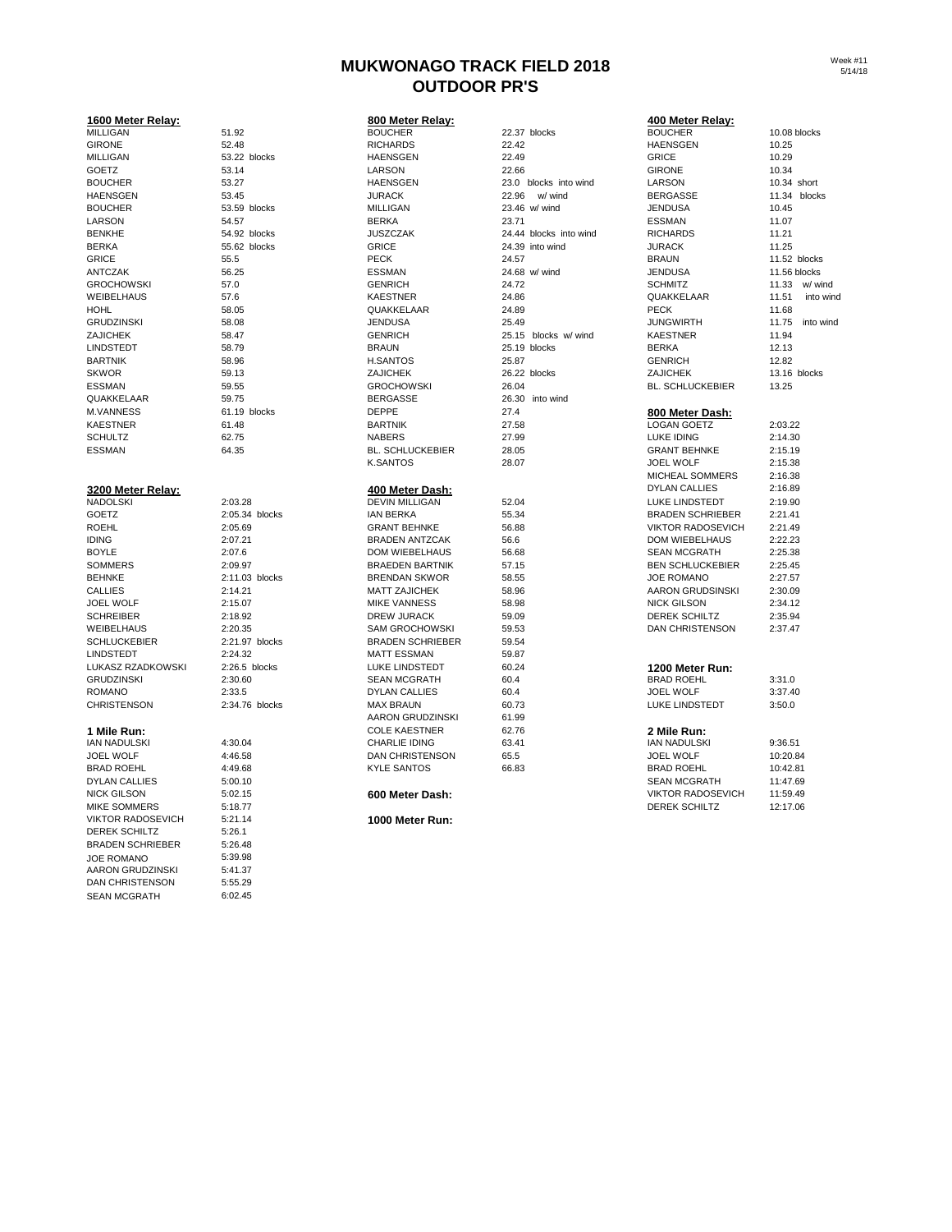# MUKWONAGO TRACK FIELD 2018
# OUTDOOR PR'S

Week #11
5/14/18

### 1600 Meter Relay:

| | |
|---|---|
| MILLIGAN | 51.92 |
| GIRONE | 52.48 |
| MILLIGAN | 53.22 blocks |
| GOETZ | 53.14 |
| BOUCHER | 53.27 |
| HAENSGEN | 53.45 |
| BOUCHER | 53.59 blocks |
| LARSON | 54.57 |
| BENKHE | 54.92 blocks |
| BERKA | 55.62 blocks |
| GRICE | 55.5 |
| ANTCZAK | 56.25 |
| GROCHOWSKI | 57.0 |
| WEIBELHAUS | 57.6 |
| HOHL | 58.05 |
| GRUDZINSKI | 58.08 |
| ZAJICHEK | 58.47 |
| LINDSTEDT | 58.79 |
| BARTNIK | 58.96 |
| SKWOR | 59.13 |
| ESSMAN | 59.55 |
| QUAKKELAAR | 59.75 |
| M.VANNESS | 61.19 blocks |
| KAESTNER | 61.48 |
| SCHULTZ | 62.75 |
| ESSMAN | 64.35 |

### 3200 Meter Relay:

| | |
|---|---|
| NADOLSKI | 2:03.28 |
| GOETZ | 2:05.34 blocks |
| ROEHL | 2:05.69 |
| IDING | 2:07.21 |
| BOYLE | 2:07.6 |
| SOMMERS | 2:09.97 |
| BEHNKE | 2:11.03 blocks |
| CALLIES | 2:14.21 |
| JOEL WOLF | 2:15.07 |
| SCHREIBER | 2:18.92 |
| WEIBELHAUS | 2:20.35 |
| SCHLUCKEBIER | 2:21.97 blocks |
| LINDSTEDT | 2:24.32 |
| LUKASZ RZADKOWSKI | 2:26.5 blocks |
| GRUDZINSKI | 2:30.60 |
| ROMANO | 2:33.5 |
| CHRISTENSON | 2:34.76 blocks |

### 1 Mile Run:

| | |
|---|---|
| IAN NADULSKI | 4:30.04 |
| JOEL WOLF | 4:46.58 |
| BRAD ROEHL | 4:49.68 |
| DYLAN CALLIES | 5:00.10 |
| NICK GILSON | 5:02.15 |
| MIKE SOMMERS | 5:18.77 |
| VIKTOR RADOSEVICH | 5:21.14 |
| DEREK SCHILTZ | 5:26.1 |
| BRADEN SCHRIEBER | 5:26.48 |
| JOE ROMANO | 5:39.98 |
| AARON GRUDZINSKI | 5:41.37 |
| DAN CHRISTENSON | 5:55.29 |
| SEAN MCGRATH | 6:02.45 |

### 800 Meter Relay:

| | |
|---|---|
| BOUCHER | 22.37 blocks |
| RICHARDS | 22.42 |
| HAENSGEN | 22.49 |
| LARSON | 22.66 |
| HAENSGEN | 23.0 blocks into wind |
| JURACK | 22.96 w/ wind |
| MILLIGAN | 23.46 w/ wind |
| BERKA | 23.71 |
| JUSZCZAK | 24.44 blocks into wind |
| GRICE | 24.39 into wind |
| PECK | 24.57 |
| ESSMAN | 24.68 w/ wind |
| GENRICH | 24.72 |
| KAESTNER | 24.86 |
| QUAKKELAAR | 24.89 |
| JENDUSA | 25.49 |
| GENRICH | 25.15 blocks w/ wind |
| BRAUN | 25.19 blocks |
| H.SANTOS | 25.87 |
| ZAJICHEK | 26.22 blocks |
| GROCHOWSKI | 26.04 |
| BERGASSE | 26.30 into wind |
| DEPPE | 27.4 |
| BARTNIK | 27.58 |
| NABERS | 27.99 |
| BL. SCHLUCKEBIER | 28.05 |
| K.SANTOS | 28.07 |

### 400 Meter Dash:

| | |
|---|---|
| DEVIN MILLIGAN | 52.04 |
| IAN BERKA | 55.34 |
| GRANT BEHNKE | 56.88 |
| BRADEN ANTCZAK | 56.6 |
| DOM WIEBELHAUS | 56.68 |
| BRAEDEN BARTNIK | 57.15 |
| BRENDAN SKWOR | 58.55 |
| MATT ZAJICHEK | 58.96 |
| MIKE VANNESS | 58.98 |
| DREW JURACK | 59.09 |
| SAM GROCHOWSKI | 59.53 |
| BRADEN SCHRIEBER | 59.54 |
| MATT ESSMAN | 59.87 |
| LUKE LINDSTEDT | 60.24 |
| SEAN MCGRATH | 60.4 |
| DYLAN CALLIES | 60.4 |
| MAX BRAUN | 60.73 |
| AARON GRUDZINSKI | 61.99 |
| COLE KAESTNER | 62.76 |
| CHARLIE IDING | 63.41 |
| DAN CHRISTENSON | 65.5 |
| KYLE SANTOS | 66.83 |

### 600 Meter Dash:

### 1000 Meter Run:

### 400 Meter Relay:

| | |
|---|---|
| BOUCHER | 10.08 blocks |
| HAENSGEN | 10.25 |
| GRICE | 10.29 |
| GIRONE | 10.34 |
| LARSON | 10.34 short |
| BERGASSE | 11.34 blocks |
| JENDUSA | 10.45 |
| ESSMAN | 11.07 |
| RICHARDS | 11.21 |
| JURACK | 11.25 |
| BRAUN | 11.52 blocks |
| JENDUSA | 11.56 blocks |
| SCHMITZ | 11.33 w/ wind |
| QUAKKELAAR | 11.51 into wind |
| PECK | 11.68 |
| JUNGWIRTH | 11.75 into wind |
| KAESTNER | 11.94 |
| BERKA | 12.13 |
| GENRICH | 12.82 |
| ZAJICHEK | 13.16 blocks |
| BL. SCHLUCKEBIER | 13.25 |

### 800 Meter Dash:

| | |
|---|---|
| LOGAN GOETZ | 2:03.22 |
| LUKE IDING | 2:14.30 |
| GRANT BEHNKE | 2:15.19 |
| JOEL WOLF | 2:15.38 |
| MICHEAL SOMMERS | 2:16.38 |
| DYLAN CALLIES | 2:16.89 |
| LUKE LINDSTEDT | 2:19.90 |
| BRADEN SCHRIEBER | 2:21.41 |
| VIKTOR RADOSEVICH | 2:21.49 |
| DOM WIEBELHAUS | 2:22.23 |
| SEAN MCGRATH | 2:25.38 |
| BEN SCHLUCKEBIER | 2:25.45 |
| JOE ROMANO | 2:27.57 |
| AARON GRUDSINSKI | 2:30.09 |
| NICK GILSON | 2:34.12 |
| DEREK SCHILTZ | 2:35.94 |
| DAN CHRISTENSON | 2:37.47 |

### 1200 Meter Run:

| | |
|---|---|
| BRAD ROEHL | 3:31.0 |
| JOEL WOLF | 3:37.40 |
| LUKE LINDSTEDT | 3:50.0 |

### 2 Mile Run:

| | |
|---|---|
| IAN NADULSKI | 9:36.51 |
| JOEL WOLF | 10:20.84 |
| BRAD ROEHL | 10:42.81 |
| SEAN MCGRATH | 11:47.69 |
| VIKTOR RADOSEVICH | 11:59.49 |
| DEREK SCHILTZ | 12:17.06 |